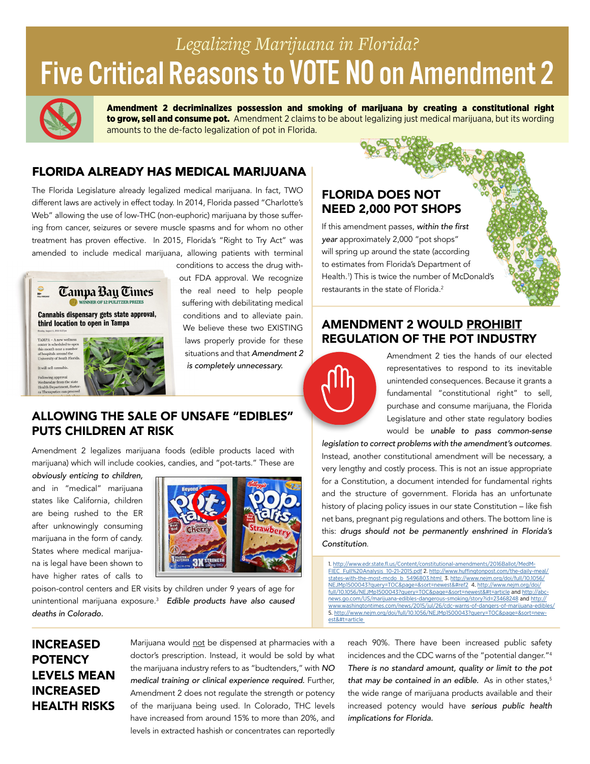*Legalizing Marijuana in Florida?*

# Five Critical Reasons to VOTE NO on Amendment 2

**Amendment 2 decriminalizes possession and smoking of marijuana by creating a constitutional right to grow, sell and consume pot.** Amendment 2 claims to be about legalizing just medical marijuana, but its wording amounts to the de-facto legalization of pot in Florida.

## FLORIDA ALREADY HAS MEDICAL MARIJUANA

The Florida Legislature already legalized medical marijuana. In fact, TWO different laws are actively in effect today. In 2014, Florida passed "Charlotte's Web" allowing the use of low-THC (non-euphoric) marijuana by those suffering from cancer, seizures or severe muscle spasms and for whom no other treatment has proven effective. In 2015, Florida's "Right to Try Act" was amended to include medical marijuana, allowing patients with terminal conditions to access the drug without FDA approval. We recognize the real need to help people suffering with debilitating medical conditions and to alleviate pain. We believe these two EXISTING laws properly provide for these situations and that *Amendment 2 is completely unnecessary.*

Tampa Bay Times — WINNER OF 12 PULITZER PRIZES

**Cannabis dispensary gets state approval, third location to open in Tampa**

## FLORIDA DOES NOT NEED 2,000 POT SHOPS

If this amendment passes, *within the first year* approximately 2,000 "pot shops" will spring up around the state (according to estimates from Florida's Department of Health.[1]) This is twice the number of McDonald's restaurants in the state of Florida.[2]

## AMENDMENT 2 WOULD PROHIBIT REGULATION OF THE POT INDUSTRY

Amendment 2 ties the hands of our elected representatives to respond to its inevitable unintended consequences. Because it grants a fundamental "constitutional right" to sell, purchase and consume marijuana, the Florida Legislature and other state regulatory bodies would be *unable to pass common-sense legislation to correct problems with the amendment's outcomes.* Instead, another constitutional amendment will be necessary, a very lengthy and costly process. This is not an issue appropriate for a Constitution, a document intended for fundamental rights and the structure of government. Florida has an unfortunate history of placing policy issues in our state Constitution – like fish net bans, pregnant pig regulations and others. The bottom line is this: *drugs should not be permanently enshrined in Florida's Constitution.*

## ALLOWING THE SALE OF UNSAFE "EDIBLES" PUTS CHILDREN AT RISK

Amendment 2 legalizes marijuana foods (edible products laced with marijuana) which will include cookies, candies, and "pot-tarts." These are *obviously enticing to children,* and in "medical" marijuana states like California, children are being rushed to the ER after unknowingly consuming marijuana in the form of candy. States where medical marijuana is legal have been shown to have higher rates of calls to poison-control centers and ER visits by children under 9 years of age for unintentional marijuana exposure.[3] *Edible products have also caused deaths in Colorado.*

1. http://www.edr.state.fl.us/Content/constitutional-amendments/2016Ballot/MedM-FIEC_Full%20Analysis_10-21-2015.pdf 2. http://www.huffingtonpost.com/the-daily-meal/states-with-the-most-mcdo_b_5496803.html 3. http://www.nejm.org/doi/full/10.1056/NEJMp1500043?query=TOC&page=&sort=newest&#ref2 4. http://www.nejm.org/doi/full/10.1056/NEJMp1500043?query=TOC&page=&sort=newest&#t=article and http://abc-news.go.com/US/marijuana-edibles-dangerous-smoking/story?id=23468248 and http://www.washingtontimes.com/news/2015/jul/26/cdc-warns-of-dangers-of-marijuana-edibles/
5. http://www.nejm.org/doi/full/10.1056/NEJMp1500043?query=TOC&page=&sort=newest&#t=article

## INCREASED POTENCY LEVELS MEAN INCREASED HEALTH RISKS

Marijuana would not be dispensed at pharmacies with a doctor's prescription. Instead, it would be sold by what the marijuana industry refers to as "budtenders," with *NO medical training or clinical experience required.* Further, Amendment 2 does not regulate the strength or potency of the marijuana being used. In Colorado, THC levels have increased from around 15% to more than 20%, and levels in extracted hashish or concentrates can reportedly reach 90%. There have been increased public safety incidences and the CDC warns of the "potential danger."[4] *There is no standard amount, quality or limit to the pot that may be contained in an edible.* As in other states,[5] the wide range of marijuana products available and their increased potency would have *serious public health implications for Florida.*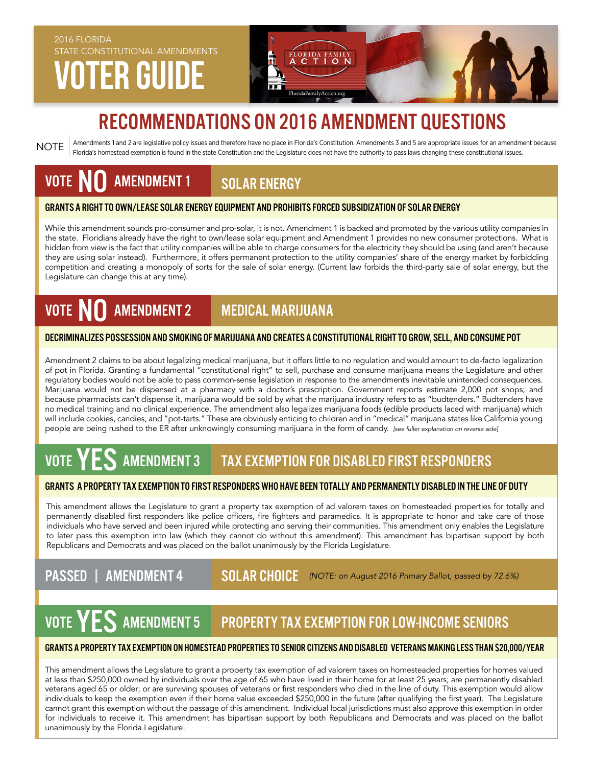2016 FLORIDA
STATE CONSTITUTIONAL AMENDMENTS

# VOTER GUIDE

FLORIDA FAMILY ACTION
FloridaFamilyAction.org

## RECOMMENDATIONS ON 2016 AMENDMENT QUESTIONS

NOTE: Amendments 1 and 2 are legislative policy issues and therefore have no place in Florida's Constitution. Amendments 3 and 5 are appropriate issues for an amendment because Florida's homestead exemption is found in the state Constitution and the Legislature does not have the authority to pass laws changing these constitutional issues.

## VOTE NO AMENDMENT 1 — SOLAR ENERGY

**GRANTS A RIGHT TO OWN/LEASE SOLAR ENERGY EQUIPMENT AND PROHIBITS FORCED SUBSIDIZATION OF SOLAR ENERGY**

While this amendment sounds pro-consumer and pro-solar, it is not. Amendment 1 is backed and promoted by the various utility companies in the state. Floridians already have the right to own/lease solar equipment and Amendment 1 provides no new consumer protections. What is hidden from view is the fact that utility companies will be able to charge consumers for the electricity they should be using (and aren't because they are using solar instead). Furthermore, it offers permanent protection to the utility companies' share of the energy market by forbidding competition and creating a monopoly of sorts for the sale of solar energy. (Current law forbids the third-party sale of solar energy, but the Legislature can change this at any time).

## VOTE NO AMENDMENT 2 — MEDICAL MARIJUANA

**DECRIMINALIZES POSSESSION AND SMOKING OF MARIJUANA AND CREATES A CONSTITUTIONAL RIGHT TO GROW, SELL, AND CONSUME POT**

Amendment 2 claims to be about legalizing medical marijuana, but it offers little to no regulation and would amount to de-facto legalization of pot in Florida. Granting a fundamental "constitutional right" to sell, purchase and consume marijuana means the Legislature and other regulatory bodies would not be able to pass common-sense legislation in response to the amendment's inevitable unintended consequences. Marijuana would not be dispensed at a pharmacy with a doctor's prescription. Government reports estimate 2,000 pot shops; and because pharmacists can't dispense it, marijuana would be sold by what the marijuana industry refers to as "budtenders." Budtenders have no medical training and no clinical experience. The amendment also legalizes marijuana foods (edible products laced with marijuana) which will include cookies, candies, and "pot-tarts." These are obviously enticing to children and in "medical" marijuana states like California young people are being rushed to the ER after unknowingly consuming marijuana in the form of candy. *[see fuller explanation on reverse side]*

## VOTE YES AMENDMENT 3 — TAX EXEMPTION FOR DISABLED FIRST RESPONDERS

**GRANTS A PROPERTY TAX EXEMPTION TO FIRST RESPONDERS WHO HAVE BEEN TOTALLY AND PERMANENTLY DISABLED IN THE LINE OF DUTY**

This amendment allows the Legislature to grant a property tax exemption of ad valorem taxes on homesteaded properties for totally and permanently disabled first responders like police officers, fire fighters and paramedics. It is appropriate to honor and take care of those individuals who have served and been injured while protecting and serving their communities. This amendment only enables the Legislature to later pass this exemption into law (which they cannot do without this amendment). This amendment has bipartisan support by both Republicans and Democrats and was placed on the ballot unanimously by the Florida Legislature.

## PASSED | AMENDMENT 4 — SOLAR CHOICE

*(NOTE: on August 2016 Primary Ballot, passed by 72.6%)*

## VOTE YES AMENDMENT 5 — PROPERTY TAX EXEMPTION FOR LOW-INCOME SENIORS

**GRANTS A PROPERTY TAX EXEMPTION ON HOMESTEAD PROPERTIES TO SENIOR CITIZENS AND DISABLED VETERANS MAKING LESS THAN $20,000/YEAR**

This amendment allows the Legislature to grant a property tax exemption of ad valorem taxes on homesteaded properties for homes valued at less than $250,000 owned by individuals over the age of 65 who have lived in their home for at least 25 years; are permanently disabled veterans aged 65 or older; or are surviving spouses of veterans or first responders who died in the line of duty. This exemption would allow individuals to keep the exemption even if their home value exceeded $250,000 in the future (after qualifying the first year). The Legislature cannot grant this exemption without the passage of this amendment. Individual local jurisdictions must also approve this exemption in order for individuals to receive it. This amendment has bipartisan support by both Republicans and Democrats and was placed on the ballot unanimously by the Florida Legislature.